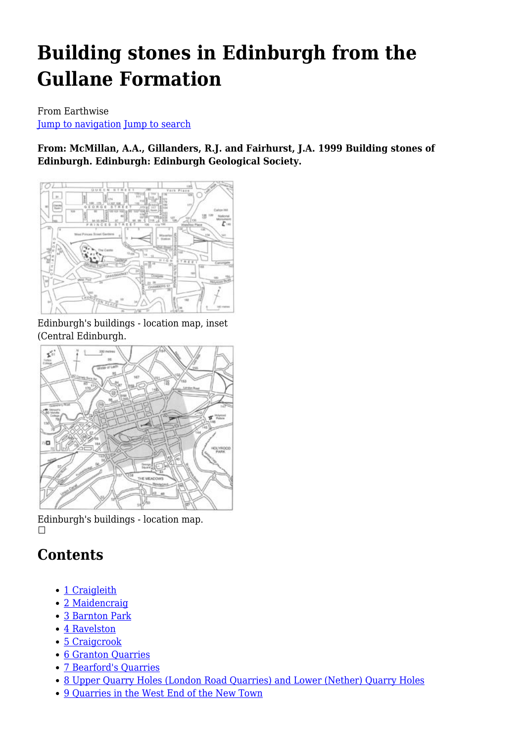# Building stones in Edinburgh from the Gullane Formation

From Earthwise

Jump to navigation Jump to search

**From: McMillan, A.A., Gillanders, R.J. and Fairhurst, J.A. 1999 Building stones of Edinburgh. Edinburgh: Edinburgh Geological Society.**

Edinburgh's buildings - location map, inset (Central Edinburgh.

Edinburgh's buildings - location map.

## Contents

- 1 Craigleith
- 2 Maidencraig
- 3 Barnton Park
- 4 Ravelston
- 5 Craigcrook
- 6 Granton Quarries
- 7 Bearford's Quarries
- 8 Upper Quarry Holes (London Road Quarries) and Lower (Nether) Quarry Holes
- 9 Quarries in the West End of the New Town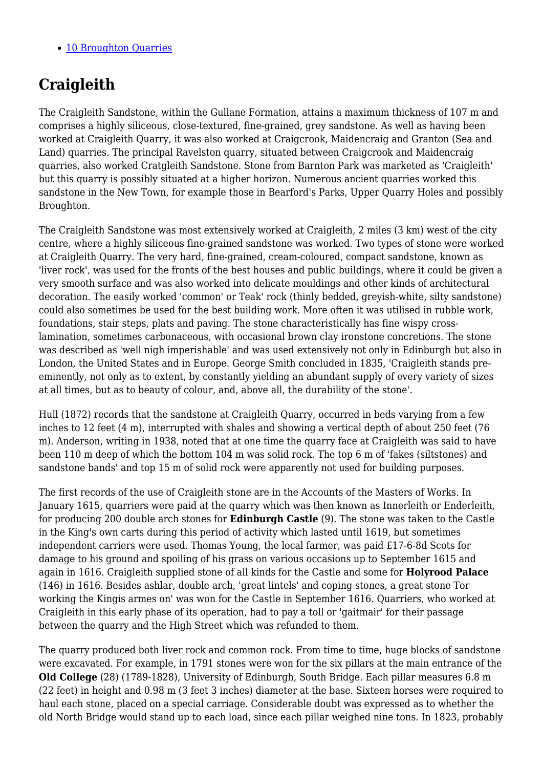- 10 Broughton Quarries

## Craigleith

The Craigleith Sandstone, within the Gullane Formation, attains a maximum thickness of 107 m and comprises a highly siliceous, close-textured, fine-grained, grey sandstone. As well as having been worked at Craigleith Quarry, it was also worked at Craigcrook, Maidencraig and Granton (Sea and Land) quarries. The principal Ravelston quarry, situated between Craigcrook and Maidencraig quarries, also worked Cratgleith Sandstone. Stone from Barnton Park was marketed as 'Craigleith' but this quarry is possibly situated at a higher horizon. Numerous ancient quarries worked this sandstone in the New Town, for example those in Bearford's Parks, Upper Quarry Holes and possibly Broughton.

The Craigleith Sandstone was most extensively worked at Craigleith, 2 miles (3 km) west of the city centre, where a highly siliceous fine-grained sandstone was worked. Two types of stone were worked at Craigleith Quarry. The very hard, fine-grained, cream-coloured, compact sandstone, known as 'liver rock', was used for the fronts of the best houses and public buildings, where it could be given a very smooth surface and was also worked into delicate mouldings and other kinds of architectural decoration. The easily worked 'common' or Teak' rock (thinly bedded, greyish-white, silty sandstone) could also sometimes be used for the best building work. More often it was utilised in rubble work, foundations, stair steps, plats and paving. The stone characteristically has fine wispy cross-lamination, sometimes carbonaceous, with occasional brown clay ironstone concretions. The stone was described as 'well nigh imperishable' and was used extensively not only in Edinburgh but also in London, the United States and in Europe. George Smith concluded in 1835, 'Craigleith stands pre-eminently, not only as to extent, by constantly yielding an abundant supply of every variety of sizes at all times, but as to beauty of colour, and, above all, the durability of the stone'.

Hull (1872) records that the sandstone at Craigleith Quarry, occurred in beds varying from a few inches to 12 feet (4 m), interrupted with shales and showing a vertical depth of about 250 feet (76 m). Anderson, writing in 1938, noted that at one time the quarry face at Craigleith was said to have been 110 m deep of which the bottom 104 m was solid rock. The top 6 m of 'fakes (siltstones) and sandstone bands' and top 15 m of solid rock were apparently not used for building purposes.

The first records of the use of Craigleith stone are in the Accounts of the Masters of Works. In January 1615, quarriers were paid at the quarry which was then known as Innerleith or Enderleith, for producing 200 double arch stones for **Edinburgh Castle** (9). The stone was taken to the Castle in the King's own carts during this period of activity which lasted until 1619, but sometimes independent carriers were used. Thomas Young, the local farmer, was paid £17-6-8d Scots for damage to his ground and spoiling of his grass on various occasions up to September 1615 and again in 1616. Craigleith supplied stone of all kinds for the Castle and some for **Holyrood Palace** (146) in 1616. Besides ashlar, double arch, 'great lintels' and coping stones, a great stone Tor working the Kingis armes on' was won for the Castle in September 1616. Quarriers, who worked at Craigleith in this early phase of its operation, had to pay a toll or 'gaitmair' for their passage between the quarry and the High Street which was refunded to them.

The quarry produced both liver rock and common rock. From time to time, huge blocks of sandstone were excavated. For example, in 1791 stones were won for the six pillars at the main entrance of the **Old College** (28) (1789-1828), University of Edinburgh, South Bridge. Each pillar measures 6.8 m (22 feet) in height and 0.98 m (3 feet 3 inches) diameter at the base. Sixteen horses were required to haul each stone, placed on a special carriage. Considerable doubt was expressed as to whether the old North Bridge would stand up to each load, since each pillar weighed nine tons. In 1823, probably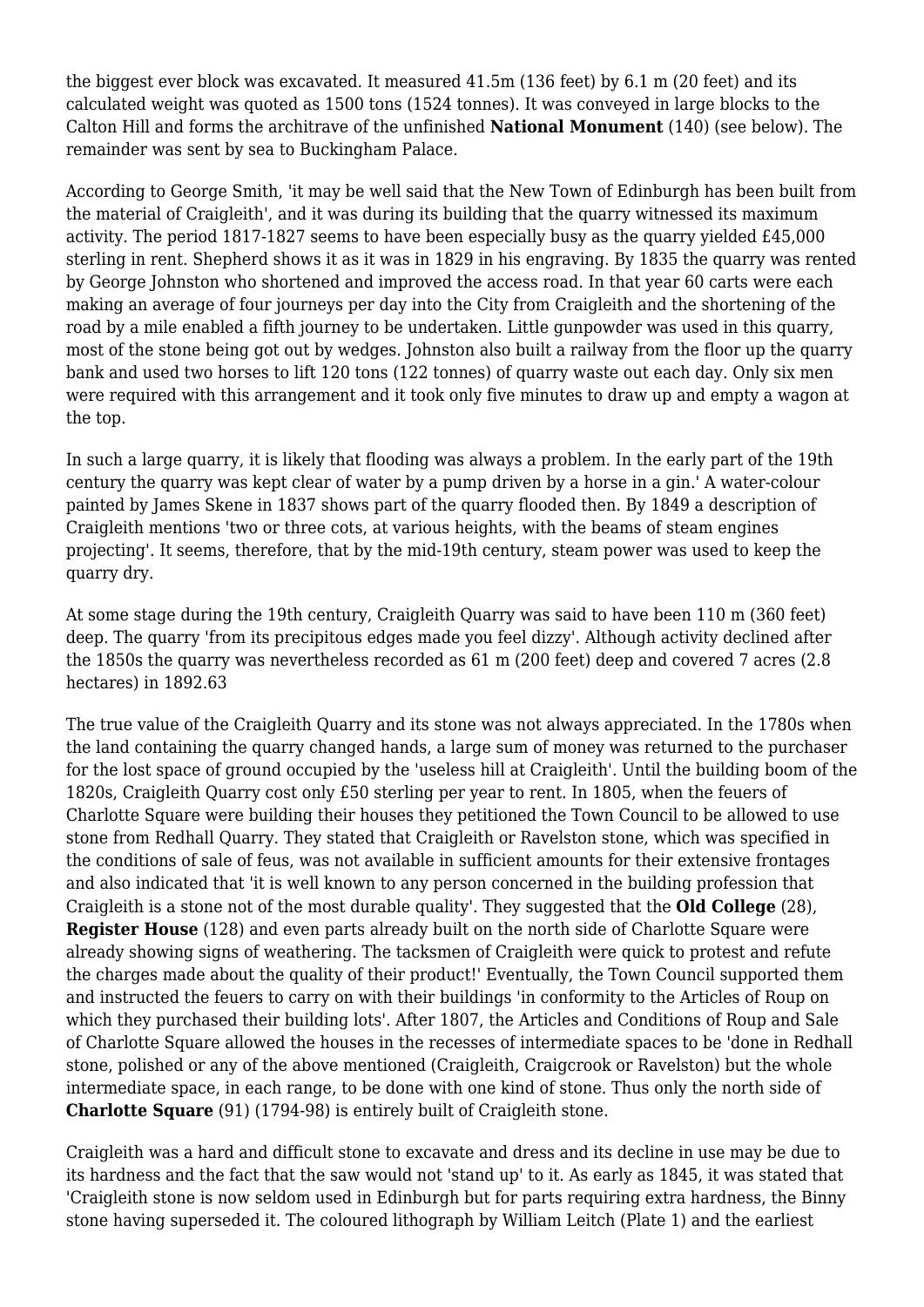the biggest ever block was excavated. It measured 41.5m (136 feet) by 6.1 m (20 feet) and its calculated weight was quoted as 1500 tons (1524 tonnes). It was conveyed in large blocks to the Calton Hill and forms the architrave of the unfinished **National Monument** (140) (see below). The remainder was sent by sea to Buckingham Palace.

According to George Smith, 'it may be well said that the New Town of Edinburgh has been built from the material of Craigleith', and it was during its building that the quarry witnessed its maximum activity. The period 1817-1827 seems to have been especially busy as the quarry yielded £45,000 sterling in rent. Shepherd shows it as it was in 1829 in his engraving. By 1835 the quarry was rented by George Johnston who shortened and improved the access road. In that year 60 carts were each making an average of four journeys per day into the City from Craigleith and the shortening of the road by a mile enabled a fifth journey to be undertaken. Little gunpowder was used in this quarry, most of the stone being got out by wedges. Johnston also built a railway from the floor up the quarry bank and used two horses to lift 120 tons (122 tonnes) of quarry waste out each day. Only six men were required with this arrangement and it took only five minutes to draw up and empty a wagon at the top.

In such a large quarry, it is likely that flooding was always a problem. In the early part of the 19th century the quarry was kept clear of water by a pump driven by a horse in a gin.' A water-colour painted by James Skene in 1837 shows part of the quarry flooded then. By 1849 a description of Craigleith mentions 'two or three cots, at various heights, with the beams of steam engines projecting'. It seems, therefore, that by the mid-19th century, steam power was used to keep the quarry dry.

At some stage during the 19th century, Craigleith Quarry was said to have been 110 m (360 feet) deep. The quarry 'from its precipitous edges made you feel dizzy'. Although activity declined after the 1850s the quarry was nevertheless recorded as 61 m (200 feet) deep and covered 7 acres (2.8 hectares) in 1892.63

The true value of the Craigleith Quarry and its stone was not always appreciated. In the 1780s when the land containing the quarry changed hands, a large sum of money was returned to the purchaser for the lost space of ground occupied by the 'useless hill at Craigleith'. Until the building boom of the 1820s, Craigleith Quarry cost only £50 sterling per year to rent. In 1805, when the feuers of Charlotte Square were building their houses they petitioned the Town Council to be allowed to use stone from Redhall Quarry. They stated that Craigleith or Ravelston stone, which was specified in the conditions of sale of feus, was not available in sufficient amounts for their extensive frontages and also indicated that 'it is well known to any person concerned in the building profession that Craigleith is a stone not of the most durable quality'. They suggested that the **Old College** (28), **Register House** (128) and even parts already built on the north side of Charlotte Square were already showing signs of weathering. The tacksmen of Craigleith were quick to protest and refute the charges made about the quality of their product!' Eventually, the Town Council supported them and instructed the feuers to carry on with their buildings 'in conformity to the Articles of Roup on which they purchased their building lots'. After 1807, the Articles and Conditions of Roup and Sale of Charlotte Square allowed the houses in the recesses of intermediate spaces to be 'done in Redhall stone, polished or any of the above mentioned (Craigleith, Craigcrook or Ravelston) but the whole intermediate space, in each range, to be done with one kind of stone. Thus only the north side of **Charlotte Square** (91) (1794-98) is entirely built of Craigleith stone.

Craigleith was a hard and difficult stone to excavate and dress and its decline in use may be due to its hardness and the fact that the saw would not 'stand up' to it. As early as 1845, it was stated that 'Craigleith stone is now seldom used in Edinburgh but for parts requiring extra hardness, the Binny stone having superseded it. The coloured lithograph by William Leitch (Plate 1) and the earliest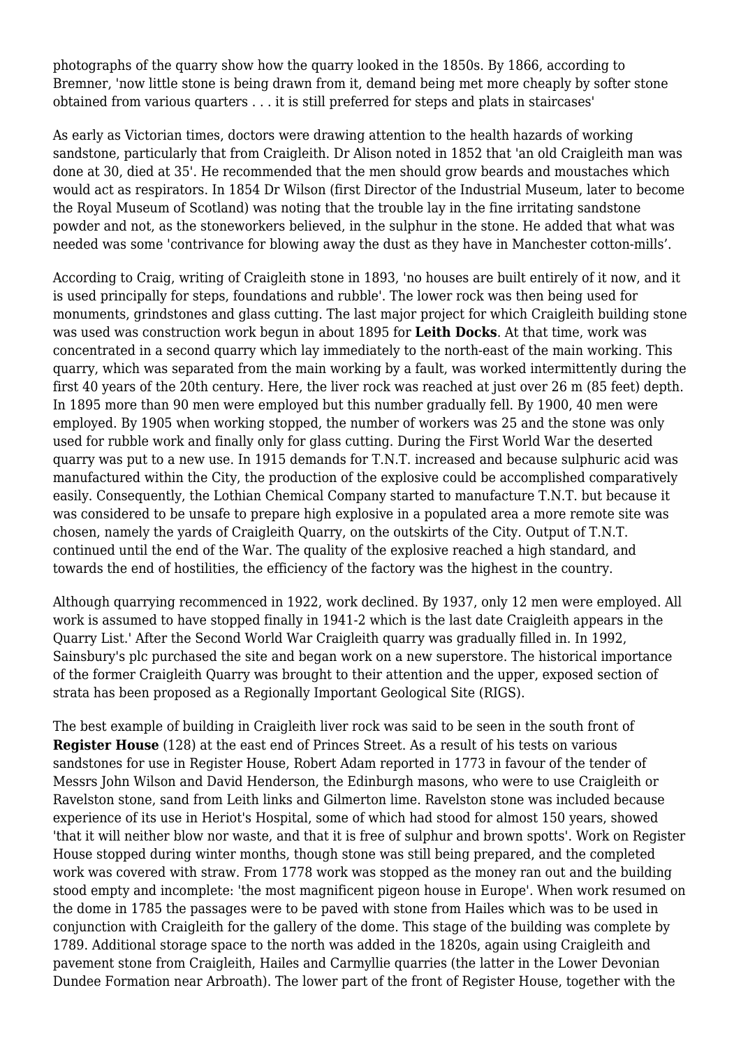photographs of the quarry show how the quarry looked in the 1850s. By 1866, according to Bremner, 'now little stone is being drawn from it, demand being met more cheaply by softer stone obtained from various quarters . . . it is still preferred for steps and plats in staircases'

As early as Victorian times, doctors were drawing attention to the health hazards of working sandstone, particularly that from Craigleith. Dr Alison noted in 1852 that 'an old Craigleith man was done at 30, died at 35'. He recommended that the men should grow beards and moustaches which would act as respirators. In 1854 Dr Wilson (first Director of the Industrial Museum, later to become the Royal Museum of Scotland) was noting that the trouble lay in the fine irritating sandstone powder and not, as the stoneworkers believed, in the sulphur in the stone. He added that what was needed was some 'contrivance for blowing away the dust as they have in Manchester cotton-mills'.

According to Craig, writing of Craigleith stone in 1893, 'no houses are built entirely of it now, and it is used principally for steps, foundations and rubble'. The lower rock was then being used for monuments, grindstones and glass cutting. The last major project for which Craigleith building stone was used was construction work begun in about 1895 for **Leith Docks**. At that time, work was concentrated in a second quarry which lay immediately to the north-east of the main working. This quarry, which was separated from the main working by a fault, was worked intermittently during the first 40 years of the 20th century. Here, the liver rock was reached at just over 26 m (85 feet) depth. In 1895 more than 90 men were employed but this number gradually fell. By 1900, 40 men were employed. By 1905 when working stopped, the number of workers was 25 and the stone was only used for rubble work and finally only for glass cutting. During the First World War the deserted quarry was put to a new use. In 1915 demands for T.N.T. increased and because sulphuric acid was manufactured within the City, the production of the explosive could be accomplished comparatively easily. Consequently, the Lothian Chemical Company started to manufacture T.N.T. but because it was considered to be unsafe to prepare high explosive in a populated area a more remote site was chosen, namely the yards of Craigleith Quarry, on the outskirts of the City. Output of T.N.T. continued until the end of the War. The quality of the explosive reached a high standard, and towards the end of hostilities, the efficiency of the factory was the highest in the country.

Although quarrying recommenced in 1922, work declined. By 1937, only 12 men were employed. All work is assumed to have stopped finally in 1941-2 which is the last date Craigleith appears in the Quarry List.' After the Second World War Craigleith quarry was gradually filled in. In 1992, Sainsbury's plc purchased the site and began work on a new superstore. The historical importance of the former Craigleith Quarry was brought to their attention and the upper, exposed section of strata has been proposed as a Regionally Important Geological Site (RIGS).

The best example of building in Craigleith liver rock was said to be seen in the south front of **Register House** (128) at the east end of Princes Street. As a result of his tests on various sandstones for use in Register House, Robert Adam reported in 1773 in favour of the tender of Messrs John Wilson and David Henderson, the Edinburgh masons, who were to use Craigleith or Ravelston stone, sand from Leith links and Gilmerton lime. Ravelston stone was included because experience of its use in Heriot's Hospital, some of which had stood for almost 150 years, showed 'that it will neither blow nor waste, and that it is free of sulphur and brown spotts'. Work on Register House stopped during winter months, though stone was still being prepared, and the completed work was covered with straw. From 1778 work was stopped as the money ran out and the building stood empty and incomplete: 'the most magnificent pigeon house in Europe'. When work resumed on the dome in 1785 the passages were to be paved with stone from Hailes which was to be used in conjunction with Craigleith for the gallery of the dome. This stage of the building was complete by 1789. Additional storage space to the north was added in the 1820s, again using Craigleith and pavement stone from Craigleith, Hailes and Carmyllie quarries (the latter in the Lower Devonian Dundee Formation near Arbroath). The lower part of the front of Register House, together with the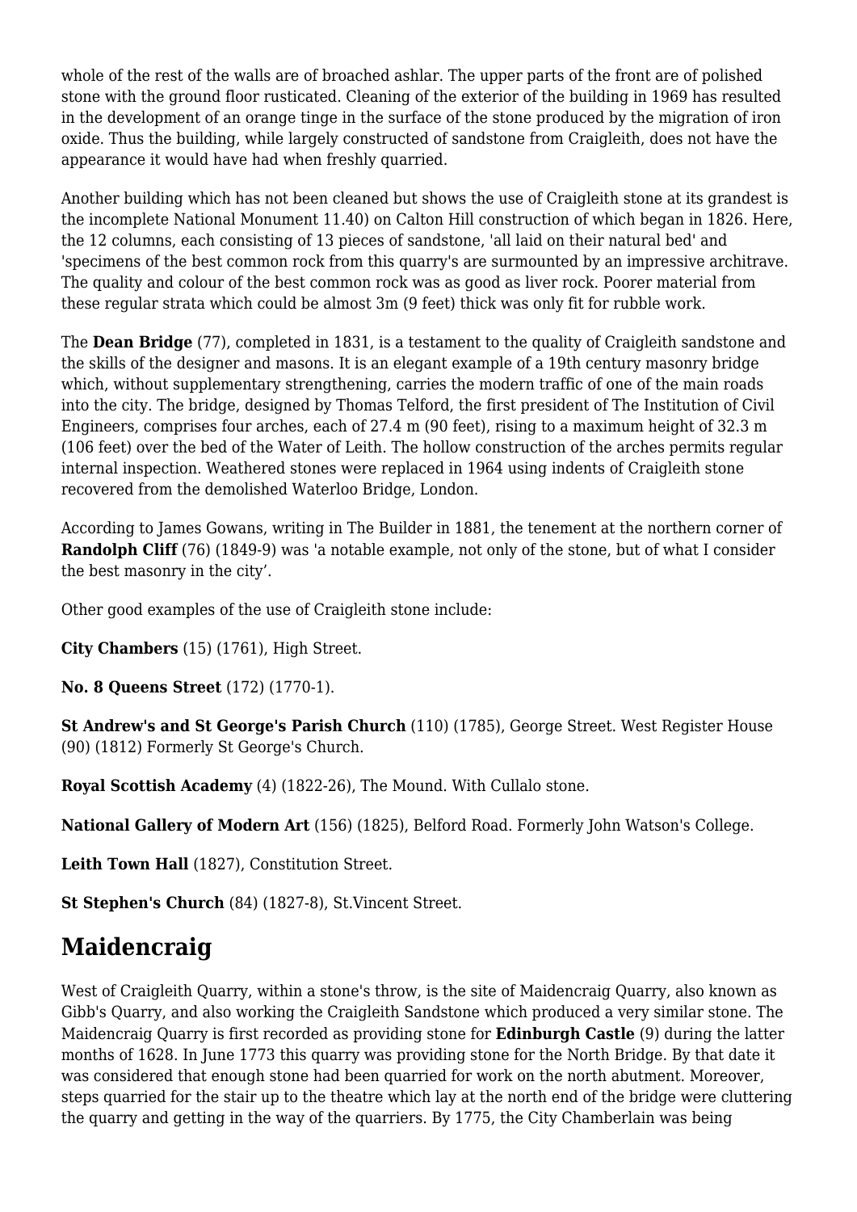whole of the rest of the walls are of broached ashlar. The upper parts of the front are of polished stone with the ground floor rusticated. Cleaning of the exterior of the building in 1969 has resulted in the development of an orange tinge in the surface of the stone produced by the migration of iron oxide. Thus the building, while largely constructed of sandstone from Craigleith, does not have the appearance it would have had when freshly quarried.

Another building which has not been cleaned but shows the use of Craigleith stone at its grandest is the incomplete National Monument 11.40) on Calton Hill construction of which began in 1826. Here, the 12 columns, each consisting of 13 pieces of sandstone, 'all laid on their natural bed' and 'specimens of the best common rock from this quarry's are surmounted by an impressive architrave. The quality and colour of the best common rock was as good as liver rock. Poorer material from these regular strata which could be almost 3m (9 feet) thick was only fit for rubble work.

The **Dean Bridge** (77), completed in 1831, is a testament to the quality of Craigleith sandstone and the skills of the designer and masons. It is an elegant example of a 19th century masonry bridge which, without supplementary strengthening, carries the modern traffic of one of the main roads into the city. The bridge, designed by Thomas Telford, the first president of The Institution of Civil Engineers, comprises four arches, each of 27.4 m (90 feet), rising to a maximum height of 32.3 m (106 feet) over the bed of the Water of Leith. The hollow construction of the arches permits regular internal inspection. Weathered stones were replaced in 1964 using indents of Craigleith stone recovered from the demolished Waterloo Bridge, London.

According to James Gowans, writing in The Builder in 1881, the tenement at the northern corner of **Randolph Cliff** (76) (1849-9) was 'a notable example, not only of the stone, but of what I consider the best masonry in the city'.

Other good examples of the use of Craigleith stone include:

**City Chambers** (15) (1761), High Street.

**No. 8 Queens Street** (172) (1770-1).

**St Andrew's and St George's Parish Church** (110) (1785), George Street. West Register House (90) (1812) Formerly St George's Church.

**Royal Scottish Academy** (4) (1822-26), The Mound. With Cullalo stone.

**National Gallery of Modern Art** (156) (1825), Belford Road. Formerly John Watson's College.

**Leith Town Hall** (1827), Constitution Street.

**St Stephen's Church** (84) (1827-8), St.Vincent Street.

## Maidencraig

West of Craigleith Quarry, within a stone's throw, is the site of Maidencraig Quarry, also known as Gibb's Quarry, and also working the Craigleith Sandstone which produced a very similar stone. The Maidencraig Quarry is first recorded as providing stone for **Edinburgh Castle** (9) during the latter months of 1628. In June 1773 this quarry was providing stone for the North Bridge. By that date it was considered that enough stone had been quarried for work on the north abutment. Moreover, steps quarried for the stair up to the theatre which lay at the north end of the bridge were cluttering the quarry and getting in the way of the quarriers. By 1775, the City Chamberlain was being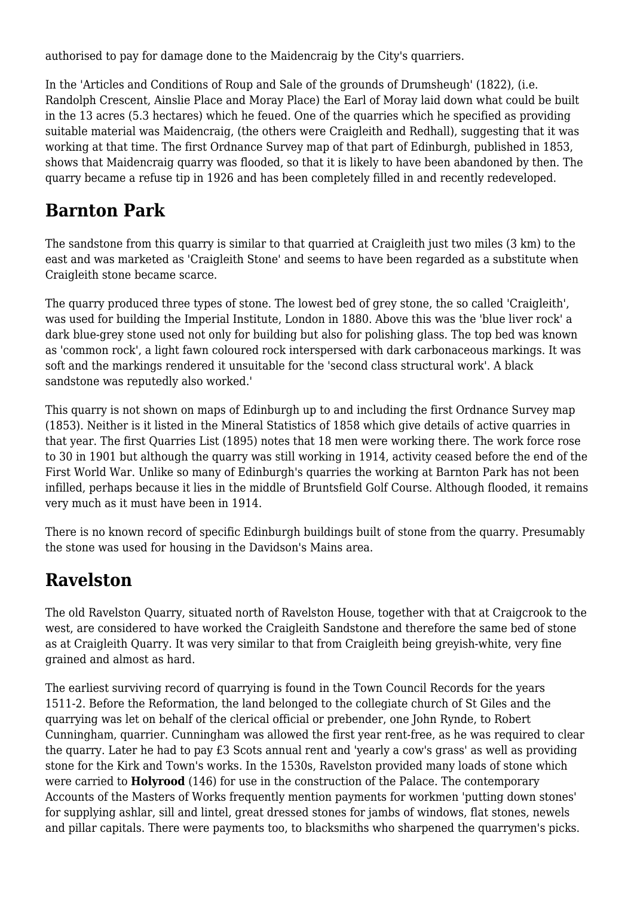authorised to pay for damage done to the Maidencraig by the City's quarriers.

In the 'Articles and Conditions of Roup and Sale of the grounds of Drumsheugh' (1822), (i.e. Randolph Crescent, Ainslie Place and Moray Place) the Earl of Moray laid down what could be built in the 13 acres (5.3 hectares) which he feued. One of the quarries which he specified as providing suitable material was Maidencraig, (the others were Craigleith and Redhall), suggesting that it was working at that time. The first Ordnance Survey map of that part of Edinburgh, published in 1853, shows that Maidencraig quarry was flooded, so that it is likely to have been abandoned by then. The quarry became a refuse tip in 1926 and has been completely filled in and recently redeveloped.

## Barnton Park

The sandstone from this quarry is similar to that quarried at Craigleith just two miles (3 km) to the east and was marketed as 'Craigleith Stone' and seems to have been regarded as a substitute when Craigleith stone became scarce.

The quarry produced three types of stone. The lowest bed of grey stone, the so called 'Craigleith', was used for building the Imperial Institute, London in 1880. Above this was the 'blue liver rock' a dark blue-grey stone used not only for building but also for polishing glass. The top bed was known as 'common rock', a light fawn coloured rock interspersed with dark carbonaceous markings. It was soft and the markings rendered it unsuitable for the 'second class structural work'. A black sandstone was reputedly also worked.'

This quarry is not shown on maps of Edinburgh up to and including the first Ordnance Survey map (1853). Neither is it listed in the Mineral Statistics of 1858 which give details of active quarries in that year. The first Quarries List (1895) notes that 18 men were working there. The work force rose to 30 in 1901 but although the quarry was still working in 1914, activity ceased before the end of the First World War. Unlike so many of Edinburgh's quarries the working at Barnton Park has not been infilled, perhaps because it lies in the middle of Bruntsfield Golf Course. Although flooded, it remains very much as it must have been in 1914.

There is no known record of specific Edinburgh buildings built of stone from the quarry. Presumably the stone was used for housing in the Davidson's Mains area.

## Ravelston

The old Ravelston Quarry, situated north of Ravelston House, together with that at Craigcrook to the west, are considered to have worked the Craigleith Sandstone and therefore the same bed of stone as at Craigleith Quarry. It was very similar to that from Craigleith being greyish-white, very fine grained and almost as hard.

The earliest surviving record of quarrying is found in the Town Council Records for the years 1511-2. Before the Reformation, the land belonged to the collegiate church of St Giles and the quarrying was let on behalf of the clerical official or prebender, one John Rynde, to Robert Cunningham, quarrier. Cunningham was allowed the first year rent-free, as he was required to clear the quarry. Later he had to pay £3 Scots annual rent and 'yearly a cow's grass' as well as providing stone for the Kirk and Town's works. In the 1530s, Ravelston provided many loads of stone which were carried to **Holyrood** (146) for use in the construction of the Palace. The contemporary Accounts of the Masters of Works frequently mention payments for workmen 'putting down stones' for supplying ashlar, sill and lintel, great dressed stones for jambs of windows, flat stones, newels and pillar capitals. There were payments too, to blacksmiths who sharpened the quarrymen's picks.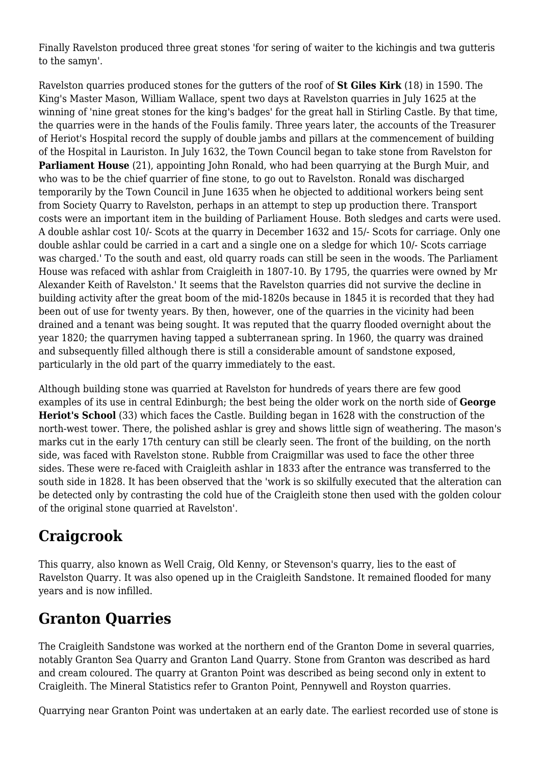Finally Ravelston produced three great stones 'for sering of waiter to the kichingis and twa gutteris to the samyn'.

Ravelston quarries produced stones for the gutters of the roof of **St Giles Kirk** (18) in 1590. The King's Master Mason, William Wallace, spent two days at Ravelston quarries in July 1625 at the winning of 'nine great stones for the king's badges' for the great hall in Stirling Castle. By that time, the quarries were in the hands of the Foulis family. Three years later, the accounts of the Treasurer of Heriot's Hospital record the supply of double jambs and pillars at the commencement of building of the Hospital in Lauriston. In July 1632, the Town Council began to take stone from Ravelston for **Parliament House** (21), appointing John Ronald, who had been quarrying at the Burgh Muir, and who was to be the chief quarrier of fine stone, to go out to Ravelston. Ronald was discharged temporarily by the Town Council in June 1635 when he objected to additional workers being sent from Society Quarry to Ravelston, perhaps in an attempt to step up production there. Transport costs were an important item in the building of Parliament House. Both sledges and carts were used. A double ashlar cost 10/- Scots at the quarry in December 1632 and 15/- Scots for carriage. Only one double ashlar could be carried in a cart and a single one on a sledge for which 10/- Scots carriage was charged.' To the south and east, old quarry roads can still be seen in the woods. The Parliament House was refaced with ashlar from Craigleith in 1807-10. By 1795, the quarries were owned by Mr Alexander Keith of Ravelston.' It seems that the Ravelston quarries did not survive the decline in building activity after the great boom of the mid-1820s because in 1845 it is recorded that they had been out of use for twenty years. By then, however, one of the quarries in the vicinity had been drained and a tenant was being sought. It was reputed that the quarry flooded overnight about the year 1820; the quarrymen having tapped a subterranean spring. In 1960, the quarry was drained and subsequently filled although there is still a considerable amount of sandstone exposed, particularly in the old part of the quarry immediately to the east.

Although building stone was quarried at Ravelston for hundreds of years there are few good examples of its use in central Edinburgh; the best being the older work on the north side of **George Heriot's School** (33) which faces the Castle. Building began in 1628 with the construction of the north-west tower. There, the polished ashlar is grey and shows little sign of weathering. The mason's marks cut in the early 17th century can still be clearly seen. The front of the building, on the north side, was faced with Ravelston stone. Rubble from Craigmillar was used to face the other three sides. These were re-faced with Craigleith ashlar in 1833 after the entrance was transferred to the south side in 1828. It has been observed that the 'work is so skilfully executed that the alteration can be detected only by contrasting the cold hue of the Craigleith stone then used with the golden colour of the original stone quarried at Ravelston'.

## Craigcrook

This quarry, also known as Well Craig, Old Kenny, or Stevenson's quarry, lies to the east of Ravelston Quarry. It was also opened up in the Craigleith Sandstone. It remained flooded for many years and is now infilled.

## Granton Quarries

The Craigleith Sandstone was worked at the northern end of the Granton Dome in several quarries, notably Granton Sea Quarry and Granton Land Quarry. Stone from Granton was described as hard and cream coloured. The quarry at Granton Point was described as being second only in extent to Craigleith. The Mineral Statistics refer to Granton Point, Pennywell and Royston quarries.

Quarrying near Granton Point was undertaken at an early date. The earliest recorded use of stone is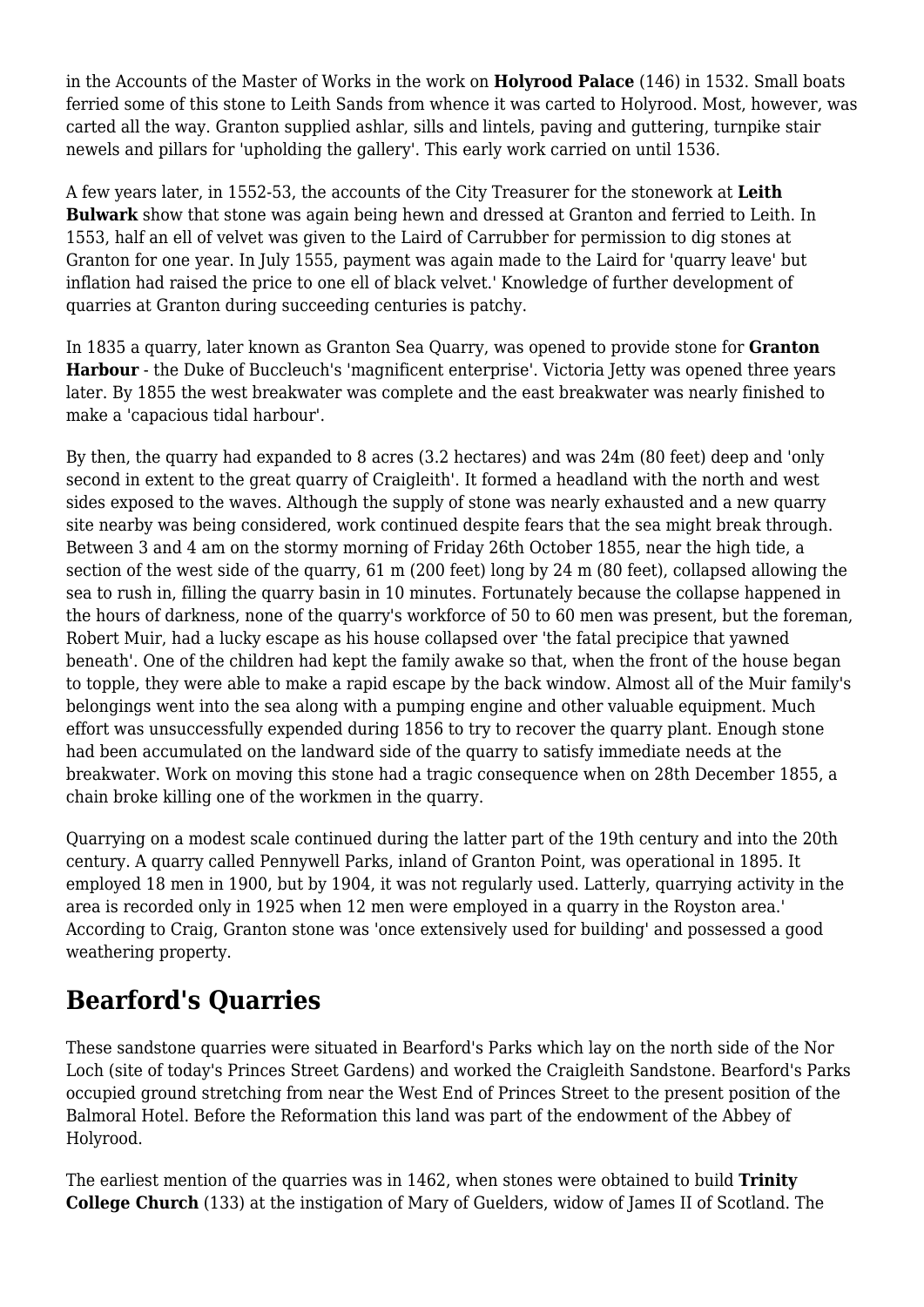in the Accounts of the Master of Works in the work on **Holyrood Palace** (146) in 1532. Small boats ferried some of this stone to Leith Sands from whence it was carted to Holyrood. Most, however, was carted all the way. Granton supplied ashlar, sills and lintels, paving and guttering, turnpike stair newels and pillars for 'upholding the gallery'. This early work carried on until 1536.

A few years later, in 1552-53, the accounts of the City Treasurer for the stonework at **Leith Bulwark** show that stone was again being hewn and dressed at Granton and ferried to Leith. In 1553, half an ell of velvet was given to the Laird of Carrubber for permission to dig stones at Granton for one year. In July 1555, payment was again made to the Laird for 'quarry leave' but inflation had raised the price to one ell of black velvet.' Knowledge of further development of quarries at Granton during succeeding centuries is patchy.

In 1835 a quarry, later known as Granton Sea Quarry, was opened to provide stone for **Granton Harbour** - the Duke of Buccleuch's 'magnificent enterprise'. Victoria Jetty was opened three years later. By 1855 the west breakwater was complete and the east breakwater was nearly finished to make a 'capacious tidal harbour'.

By then, the quarry had expanded to 8 acres (3.2 hectares) and was 24m (80 feet) deep and 'only second in extent to the great quarry of Craigleith'. It formed a headland with the north and west sides exposed to the waves. Although the supply of stone was nearly exhausted and a new quarry site nearby was being considered, work continued despite fears that the sea might break through. Between 3 and 4 am on the stormy morning of Friday 26th October 1855, near the high tide, a section of the west side of the quarry, 61 m (200 feet) long by 24 m (80 feet), collapsed allowing the sea to rush in, filling the quarry basin in 10 minutes. Fortunately because the collapse happened in the hours of darkness, none of the quarry's workforce of 50 to 60 men was present, but the foreman, Robert Muir, had a lucky escape as his house collapsed over 'the fatal precipice that yawned beneath'. One of the children had kept the family awake so that, when the front of the house began to topple, they were able to make a rapid escape by the back window. Almost all of the Muir family's belongings went into the sea along with a pumping engine and other valuable equipment. Much effort was unsuccessfully expended during 1856 to try to recover the quarry plant. Enough stone had been accumulated on the landward side of the quarry to satisfy immediate needs at the breakwater. Work on moving this stone had a tragic consequence when on 28th December 1855, a chain broke killing one of the workmen in the quarry.

Quarrying on a modest scale continued during the latter part of the 19th century and into the 20th century. A quarry called Pennywell Parks, inland of Granton Point, was operational in 1895. It employed 18 men in 1900, but by 1904, it was not regularly used. Latterly, quarrying activity in the area is recorded only in 1925 when 12 men were employed in a quarry in the Royston area.' According to Craig, Granton stone was 'once extensively used for building' and possessed a good weathering property.

## Bearford's Quarries

These sandstone quarries were situated in Bearford's Parks which lay on the north side of the Nor Loch (site of today's Princes Street Gardens) and worked the Craigleith Sandstone. Bearford's Parks occupied ground stretching from near the West End of Princes Street to the present position of the Balmoral Hotel. Before the Reformation this land was part of the endowment of the Abbey of Holyrood.

The earliest mention of the quarries was in 1462, when stones were obtained to build **Trinity College Church** (133) at the instigation of Mary of Guelders, widow of James II of Scotland. The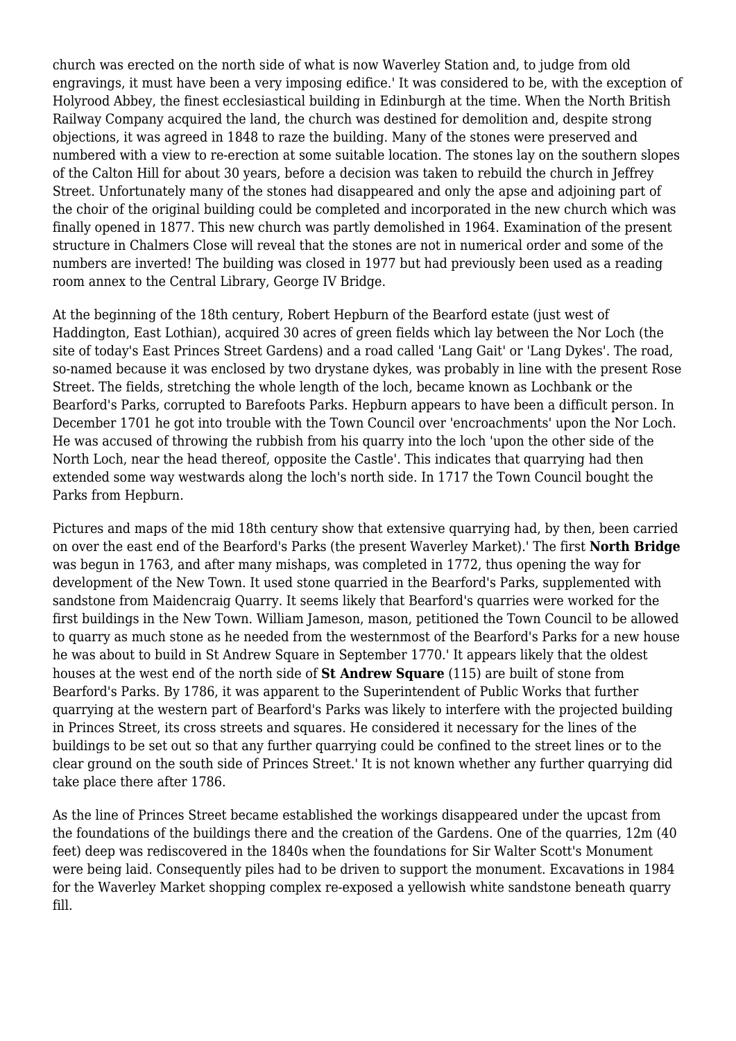church was erected on the north side of what is now Waverley Station and, to judge from old engravings, it must have been a very imposing edifice.' It was considered to be, with the exception of Holyrood Abbey, the finest ecclesiastical building in Edinburgh at the time. When the North British Railway Company acquired the land, the church was destined for demolition and, despite strong objections, it was agreed in 1848 to raze the building. Many of the stones were preserved and numbered with a view to re-erection at some suitable location. The stones lay on the southern slopes of the Calton Hill for about 30 years, before a decision was taken to rebuild the church in Jeffrey Street. Unfortunately many of the stones had disappeared and only the apse and adjoining part of the choir of the original building could be completed and incorporated in the new church which was finally opened in 1877. This new church was partly demolished in 1964. Examination of the present structure in Chalmers Close will reveal that the stones are not in numerical order and some of the numbers are inverted! The building was closed in 1977 but had previously been used as a reading room annex to the Central Library, George IV Bridge.

At the beginning of the 18th century, Robert Hepburn of the Bearford estate (just west of Haddington, East Lothian), acquired 30 acres of green fields which lay between the Nor Loch (the site of today's East Princes Street Gardens) and a road called 'Lang Gait' or 'Lang Dykes'. The road, so-named because it was enclosed by two drystane dykes, was probably in line with the present Rose Street. The fields, stretching the whole length of the loch, became known as Lochbank or the Bearford's Parks, corrupted to Barefoots Parks. Hepburn appears to have been a difficult person. In December 1701 he got into trouble with the Town Council over 'encroachments' upon the Nor Loch. He was accused of throwing the rubbish from his quarry into the loch 'upon the other side of the North Loch, near the head thereof, opposite the Castle'. This indicates that quarrying had then extended some way westwards along the loch's north side. In 1717 the Town Council bought the Parks from Hepburn.

Pictures and maps of the mid 18th century show that extensive quarrying had, by then, been carried on over the east end of the Bearford's Parks (the present Waverley Market).' The first **North Bridge** was begun in 1763, and after many mishaps, was completed in 1772, thus opening the way for development of the New Town. It used stone quarried in the Bearford's Parks, supplemented with sandstone from Maidencraig Quarry. It seems likely that Bearford's quarries were worked for the first buildings in the New Town. William Jameson, mason, petitioned the Town Council to be allowed to quarry as much stone as he needed from the westernmost of the Bearford's Parks for a new house he was about to build in St Andrew Square in September 1770.' It appears likely that the oldest houses at the west end of the north side of **St Andrew Square** (115) are built of stone from Bearford's Parks. By 1786, it was apparent to the Superintendent of Public Works that further quarrying at the western part of Bearford's Parks was likely to interfere with the projected building in Princes Street, its cross streets and squares. He considered it necessary for the lines of the buildings to be set out so that any further quarrying could be confined to the street lines or to the clear ground on the south side of Princes Street.' It is not known whether any further quarrying did take place there after 1786.

As the line of Princes Street became established the workings disappeared under the upcast from the foundations of the buildings there and the creation of the Gardens. One of the quarries, 12m (40 feet) deep was rediscovered in the 1840s when the foundations for Sir Walter Scott's Monument were being laid. Consequently piles had to be driven to support the monument. Excavations in 1984 for the Waverley Market shopping complex re-exposed a yellowish white sandstone beneath quarry fill.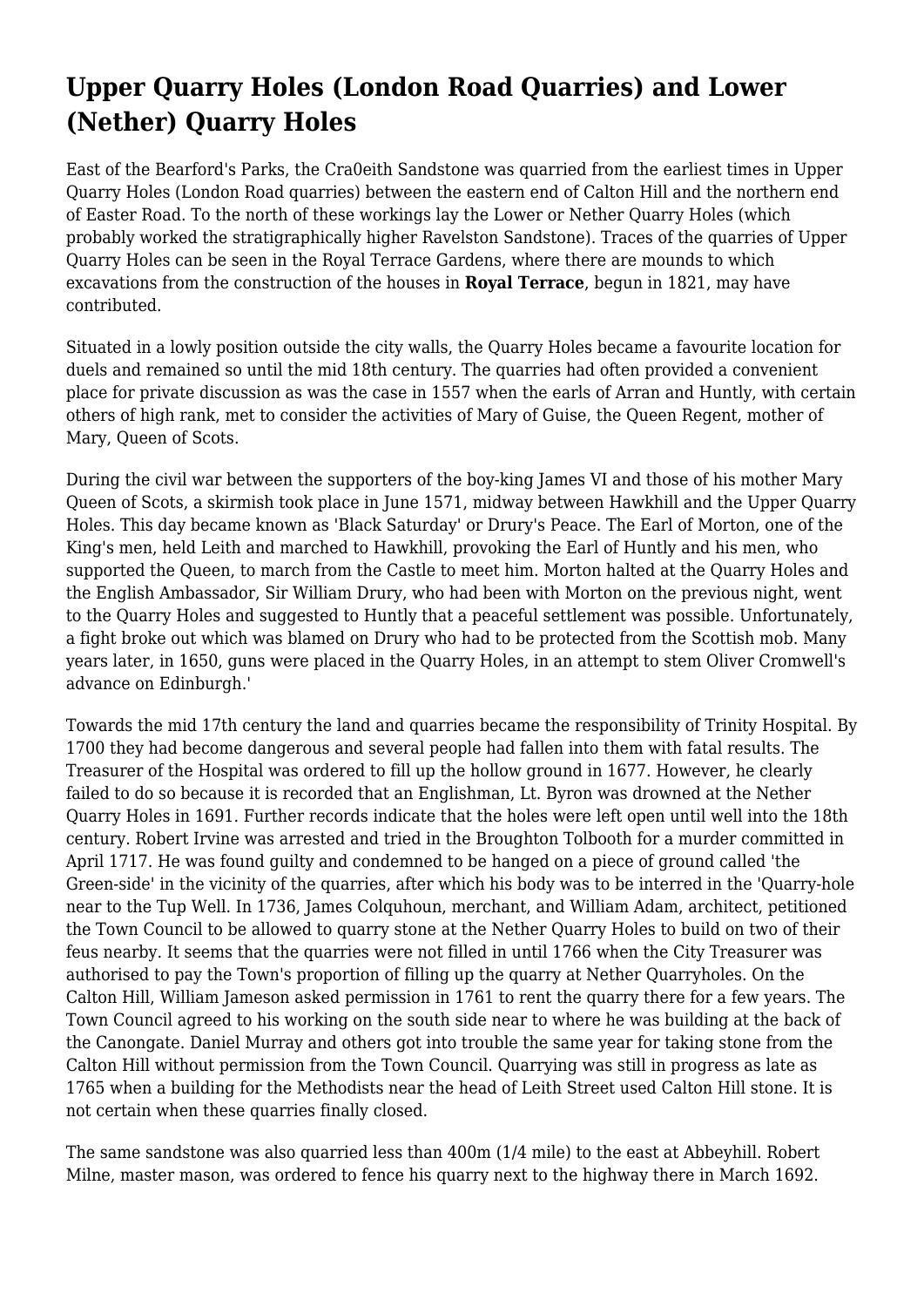# Upper Quarry Holes (London Road Quarries) and Lower (Nether) Quarry Holes

East of the Bearford's Parks, the Cra0eith Sandstone was quarried from the earliest times in Upper Quarry Holes (London Road quarries) between the eastern end of Calton Hill and the northern end of Easter Road. To the north of these workings lay the Lower or Nether Quarry Holes (which probably worked the stratigraphically higher Ravelston Sandstone). Traces of the quarries of Upper Quarry Holes can be seen in the Royal Terrace Gardens, where there are mounds to which excavations from the construction of the houses in **Royal Terrace**, begun in 1821, may have contributed.

Situated in a lowly position outside the city walls, the Quarry Holes became a favourite location for duels and remained so until the mid 18th century. The quarries had often provided a convenient place for private discussion as was the case in 1557 when the earls of Arran and Huntly, with certain others of high rank, met to consider the activities of Mary of Guise, the Queen Regent, mother of Mary, Queen of Scots.

During the civil war between the supporters of the boy-king James VI and those of his mother Mary Queen of Scots, a skirmish took place in June 1571, midway between Hawkhill and the Upper Quarry Holes. This day became known as 'Black Saturday' or Drury's Peace. The Earl of Morton, one of the King's men, held Leith and marched to Hawkhill, provoking the Earl of Huntly and his men, who supported the Queen, to march from the Castle to meet him. Morton halted at the Quarry Holes and the English Ambassador, Sir William Drury, who had been with Morton on the previous night, went to the Quarry Holes and suggested to Huntly that a peaceful settlement was possible. Unfortunately, a fight broke out which was blamed on Drury who had to be protected from the Scottish mob. Many years later, in 1650, guns were placed in the Quarry Holes, in an attempt to stem Oliver Cromwell's advance on Edinburgh.'

Towards the mid 17th century the land and quarries became the responsibility of Trinity Hospital. By 1700 they had become dangerous and several people had fallen into them with fatal results. The Treasurer of the Hospital was ordered to fill up the hollow ground in 1677. However, he clearly failed to do so because it is recorded that an Englishman, Lt. Byron was drowned at the Nether Quarry Holes in 1691. Further records indicate that the holes were left open until well into the 18th century. Robert Irvine was arrested and tried in the Broughton Tolbooth for a murder committed in April 1717. He was found guilty and condemned to be hanged on a piece of ground called 'the Green-side' in the vicinity of the quarries, after which his body was to be interred in the 'Quarry-hole near to the Tup Well. In 1736, James Colquhoun, merchant, and William Adam, architect, petitioned the Town Council to be allowed to quarry stone at the Nether Quarry Holes to build on two of their feus nearby. It seems that the quarries were not filled in until 1766 when the City Treasurer was authorised to pay the Town's proportion of filling up the quarry at Nether Quarryholes. On the Calton Hill, William Jameson asked permission in 1761 to rent the quarry there for a few years. The Town Council agreed to his working on the south side near to where he was building at the back of the Canongate. Daniel Murray and others got into trouble the same year for taking stone from the Calton Hill without permission from the Town Council. Quarrying was still in progress as late as 1765 when a building for the Methodists near the head of Leith Street used Calton Hill stone. It is not certain when these quarries finally closed.

The same sandstone was also quarried less than 400m (1/4 mile) to the east at Abbeyhill. Robert Milne, master mason, was ordered to fence his quarry next to the highway there in March 1692.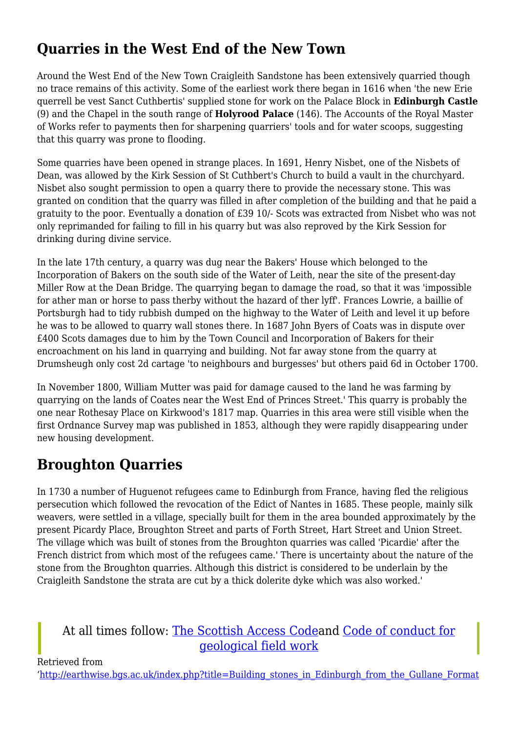## Quarries in the West End of the New Town

Around the West End of the New Town Craigleith Sandstone has been extensively quarried though no trace remains of this activity. Some of the earliest work there began in 1616 when 'the new Erie querrell be vest Sanct Cuthbertis' supplied stone for work on the Palace Block in **Edinburgh Castle** (9) and the Chapel in the south range of **Holyrood Palace** (146). The Accounts of the Royal Master of Works refer to payments then for sharpening quarriers' tools and for water scoops, suggesting that this quarry was prone to flooding.

Some quarries have been opened in strange places. In 1691, Henry Nisbet, one of the Nisbets of Dean, was allowed by the Kirk Session of St Cuthbert's Church to build a vault in the churchyard. Nisbet also sought permission to open a quarry there to provide the necessary stone. This was granted on condition that the quarry was filled in after completion of the building and that he paid a gratuity to the poor. Eventually a donation of £39 10/- Scots was extracted from Nisbet who was not only reprimanded for failing to fill in his quarry but was also reproved by the Kirk Session for drinking during divine service.

In the late 17th century, a quarry was dug near the Bakers' House which belonged to the Incorporation of Bakers on the south side of the Water of Leith, near the site of the present-day Miller Row at the Dean Bridge. The quarrying began to damage the road, so that it was 'impossible for ather man or horse to pass therby without the hazard of ther lyff'. Frances Lowrie, a baillie of Portsburgh had to tidy rubbish dumped on the highway to the Water of Leith and level it up before he was to be allowed to quarry wall stones there. In 1687 John Byers of Coats was in dispute over £400 Scots damages due to him by the Town Council and Incorporation of Bakers for their encroachment on his land in quarrying and building. Not far away stone from the quarry at Drumsheugh only cost 2d cartage 'to neighbours and burgesses' but others paid 6d in October 1700.

In November 1800, William Mutter was paid for damage caused to the land he was farming by quarrying on the lands of Coates near the West End of Princes Street.' This quarry is probably the one near Rothesay Place on Kirkwood's 1817 map. Quarries in this area were still visible when the first Ordnance Survey map was published in 1853, although they were rapidly disappearing under new housing development.

## Broughton Quarries

In 1730 a number of Huguenot refugees came to Edinburgh from France, having fled the religious persecution which followed the revocation of the Edict of Nantes in 1685. These people, mainly silk weavers, were settled in a village, specially built for them in the area bounded approximately by the present Picardy Place, Broughton Street and parts of Forth Street, Hart Street and Union Street. The village which was built of stones from the Broughton quarries was called 'Picardie' after the French district from which most of the refugees came.' There is uncertainty about the nature of the stone from the Broughton quarries. Although this district is considered to be underlain by the Craigleith Sandstone the strata are cut by a thick dolerite dyke which was also worked.'

At all times follow: [The Scottish Access Code](#)and [Code of conduct for geological field work](#)

Retrieved from
'[http://earthwise.bgs.ac.uk/index.php?title=Building_stones_in_Edinburgh_from_the_Gullane_Format](http://earthwise.bgs.ac.uk/index.php?title=Building_stones_in_Edinburgh_from_the_Gullane_Format)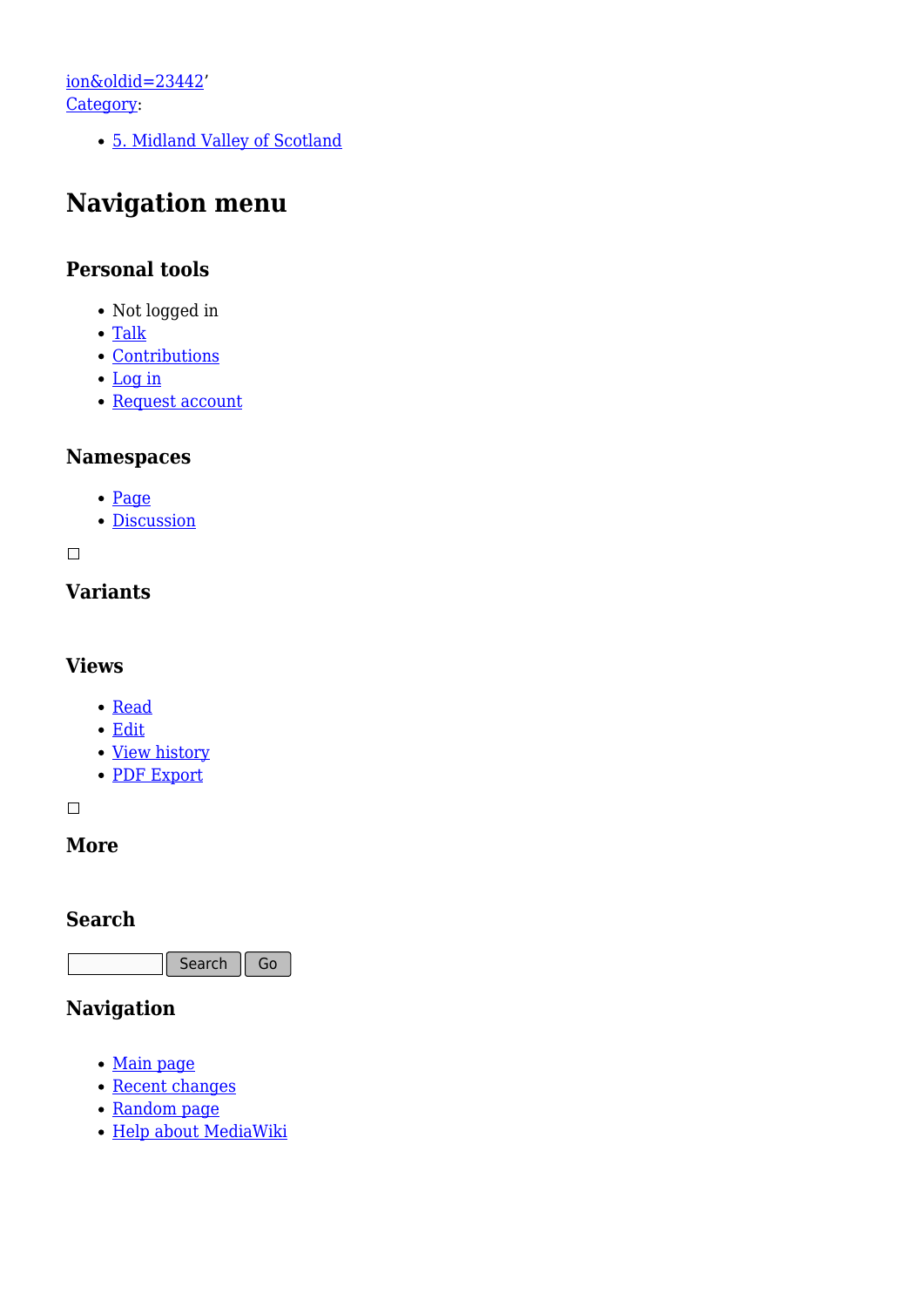ion&oldid=23442'
Category:

- 5. Midland Valley of Scotland

# Navigation menu

## Personal tools

- Not logged in
- Talk
- Contributions
- Log in
- Request account

## Namespaces

- Page
- Discussion

## Variants

## Views

- Read
- Edit
- View history
- PDF Export

## More

## Search

Search Go

## Navigation

- Main page
- Recent changes
- Random page
- Help about MediaWiki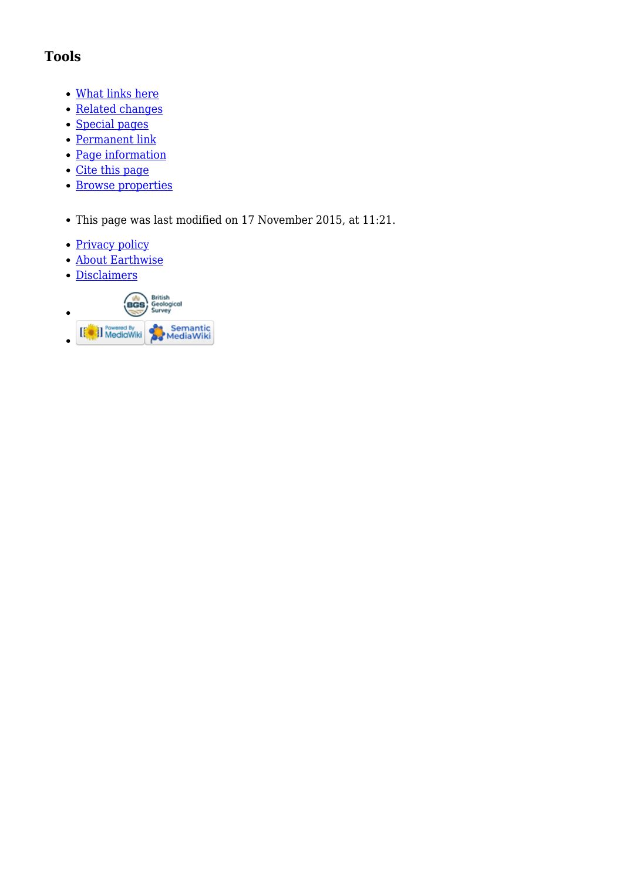### Tools

- What links here
- Related changes
- Special pages
- Permanent link
- Page information
- Cite this page
- Browse properties

- This page was last modified on 17 November 2015, at 11:21.

- Privacy policy
- About Earthwise
- Disclaimers